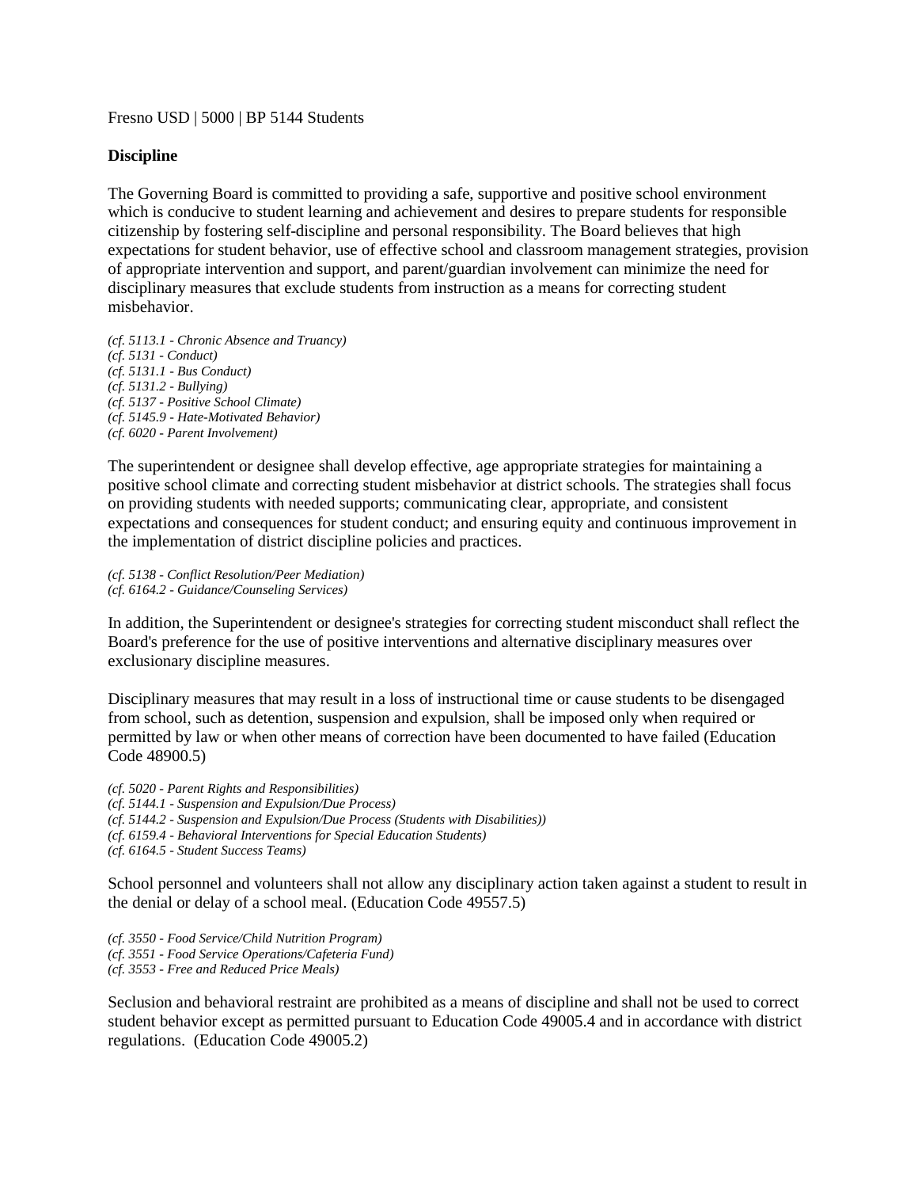Fresno USD | 5000 | BP 5144 Students

**Discipline**

The Governing Board is committed to providing a safe, supportive and positive school environment which is conducive to student learning and achievement and desires to prepare students for responsible citizenship by fostering self-discipline and personal responsibility. The Board believes that high expectations for student behavior, use of effective school and classroom management strategies, provision of appropriate intervention and support, and parent/guardian involvement can minimize the need for disciplinary measures that exclude students from instruction as a means for correcting student misbehavior.

*(cf. 5113.1 - Chronic Absence and Truancy)*
*(cf. 5131 - Conduct)*
*(cf. 5131.1 - Bus Conduct)*
*(cf. 5131.2 - Bullying)*
*(cf. 5137 - Positive School Climate)*
*(cf. 5145.9 - Hate-Motivated Behavior)*
*(cf. 6020 - Parent Involvement)*

The superintendent or designee shall develop effective, age appropriate strategies for maintaining a positive school climate and correcting student misbehavior at district schools. The strategies shall focus on providing students with needed supports; communicating clear, appropriate, and consistent expectations and consequences for student conduct; and ensuring equity and continuous improvement in the implementation of district discipline policies and practices.

*(cf. 5138 - Conflict Resolution/Peer Mediation)*
*(cf. 6164.2 - Guidance/Counseling Services)*

In addition, the Superintendent or designee's strategies for correcting student misconduct shall reflect the Board's preference for the use of positive interventions and alternative disciplinary measures over exclusionary discipline measures.

Disciplinary measures that may result in a loss of instructional time or cause students to be disengaged from school, such as detention, suspension and expulsion, shall be imposed only when required or permitted by law or when other means of correction have been documented to have failed (Education Code 48900.5)

*(cf. 5020 - Parent Rights and Responsibilities)*
*(cf. 5144.1 - Suspension and Expulsion/Due Process)*
*(cf. 5144.2 - Suspension and Expulsion/Due Process (Students with Disabilities))*
*(cf. 6159.4 - Behavioral Interventions for Special Education Students)*
*(cf. 6164.5 - Student Success Teams)*

School personnel and volunteers shall not allow any disciplinary action taken against a student to result in the denial or delay of a school meal. (Education Code 49557.5)

*(cf. 3550 - Food Service/Child Nutrition Program)*
*(cf. 3551 - Food Service Operations/Cafeteria Fund)*
*(cf. 3553 - Free and Reduced Price Meals)*

Seclusion and behavioral restraint are prohibited as a means of discipline and shall not be used to correct student behavior except as permitted pursuant to Education Code 49005.4 and in accordance with district regulations. (Education Code 49005.2)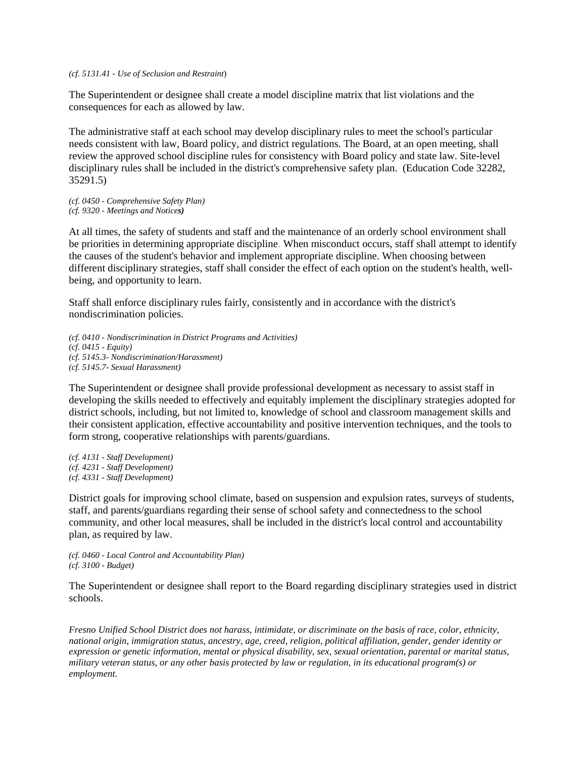*(cf. 5131.41 - Use of Seclusion and Restraint)*

The Superintendent or designee shall create a model discipline matrix that list violations and the consequences for each as allowed by law.

The administrative staff at each school may develop disciplinary rules to meet the school's particular needs consistent with law, Board policy, and district regulations. The Board, at an open meeting, shall review the approved school discipline rules for consistency with Board policy and state law. Site-level disciplinary rules shall be included in the district's comprehensive safety plan. (Education Code 32282, 35291.5)

*(cf. 0450 - Comprehensive Safety Plan)*
*(cf. 9320 - Meetings and Notices)*

At all times, the safety of students and staff and the maintenance of an orderly school environment shall be priorities in determining appropriate discipline. When misconduct occurs, staff shall attempt to identify the causes of the student's behavior and implement appropriate discipline. When choosing between different disciplinary strategies, staff shall consider the effect of each option on the student's health, well-being, and opportunity to learn.

Staff shall enforce disciplinary rules fairly, consistently and in accordance with the district's nondiscrimination policies.

*(cf. 0410 - Nondiscrimination in District Programs and Activities)*
*(cf. 0415 - Equity)*
*(cf. 5145.3- Nondiscrimination/Harassment)*
*(cf. 5145.7- Sexual Harassment)*

The Superintendent or designee shall provide professional development as necessary to assist staff in developing the skills needed to effectively and equitably implement the disciplinary strategies adopted for district schools, including, but not limited to, knowledge of school and classroom management skills and their consistent application, effective accountability and positive intervention techniques, and the tools to form strong, cooperative relationships with parents/guardians.

*(cf. 4131 - Staff Development)*
*(cf. 4231 - Staff Development)*
*(cf. 4331 - Staff Development)*

District goals for improving school climate, based on suspension and expulsion rates, surveys of students, staff, and parents/guardians regarding their sense of school safety and connectedness to the school community, and other local measures, shall be included in the district's local control and accountability plan, as required by law.

*(cf. 0460 - Local Control and Accountability Plan)*
*(cf. 3100 - Budget)*

The Superintendent or designee shall report to the Board regarding disciplinary strategies used in district schools.

*Fresno Unified School District does not harass, intimidate, or discriminate on the basis of race, color, ethnicity, national origin, immigration status, ancestry, age, creed, religion, political affiliation, gender, gender identity or expression or genetic information, mental or physical disability, sex, sexual orientation, parental or marital status, military veteran status, or any other basis protected by law or regulation, in its educational program(s) or employment.*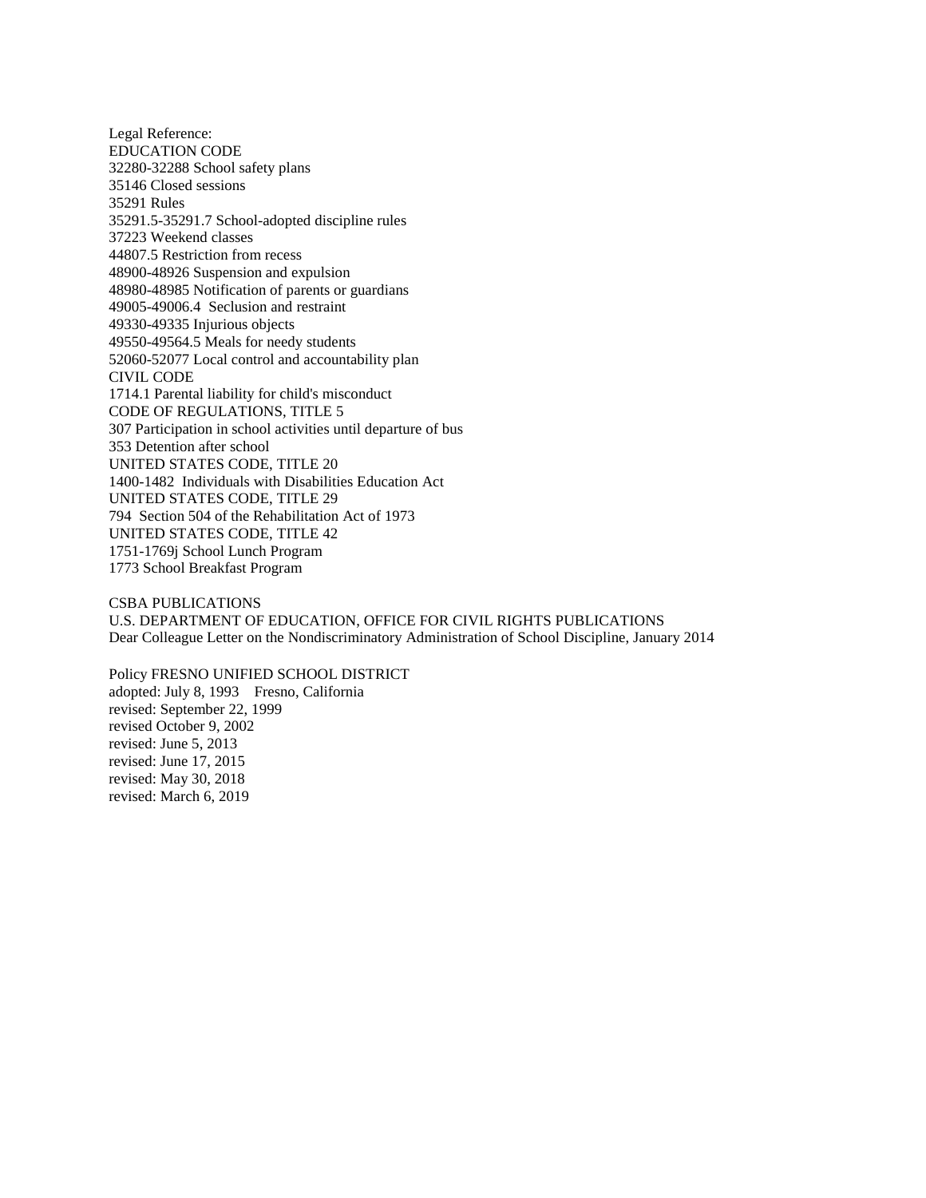Legal Reference:
EDUCATION CODE
32280-32288 School safety plans
35146 Closed sessions
35291 Rules
35291.5-35291.7 School-adopted discipline rules
37223 Weekend classes
44807.5 Restriction from recess
48900-48926 Suspension and expulsion
48980-48985 Notification of parents or guardians
49005-49006.4 Seclusion and restraint
49330-49335 Injurious objects
49550-49564.5 Meals for needy students
52060-52077 Local control and accountability plan
CIVIL CODE
1714.1 Parental liability for child's misconduct
CODE OF REGULATIONS, TITLE 5
307 Participation in school activities until departure of bus
353 Detention after school
UNITED STATES CODE, TITLE 20
1400-1482 Individuals with Disabilities Education Act
UNITED STATES CODE, TITLE 29
794 Section 504 of the Rehabilitation Act of 1973
UNITED STATES CODE, TITLE 42
1751-1769j School Lunch Program
1773 School Breakfast Program

CSBA PUBLICATIONS
U.S. DEPARTMENT OF EDUCATION, OFFICE FOR CIVIL RIGHTS PUBLICATIONS
Dear Colleague Letter on the Nondiscriminatory Administration of School Discipline, January 2014

Policy FRESNO UNIFIED SCHOOL DISTRICT
adopted: July 8, 1993 Fresno, California
revised: September 22, 1999
revised October 9, 2002
revised: June 5, 2013
revised: June 17, 2015
revised: May 30, 2018
revised: March 6, 2019